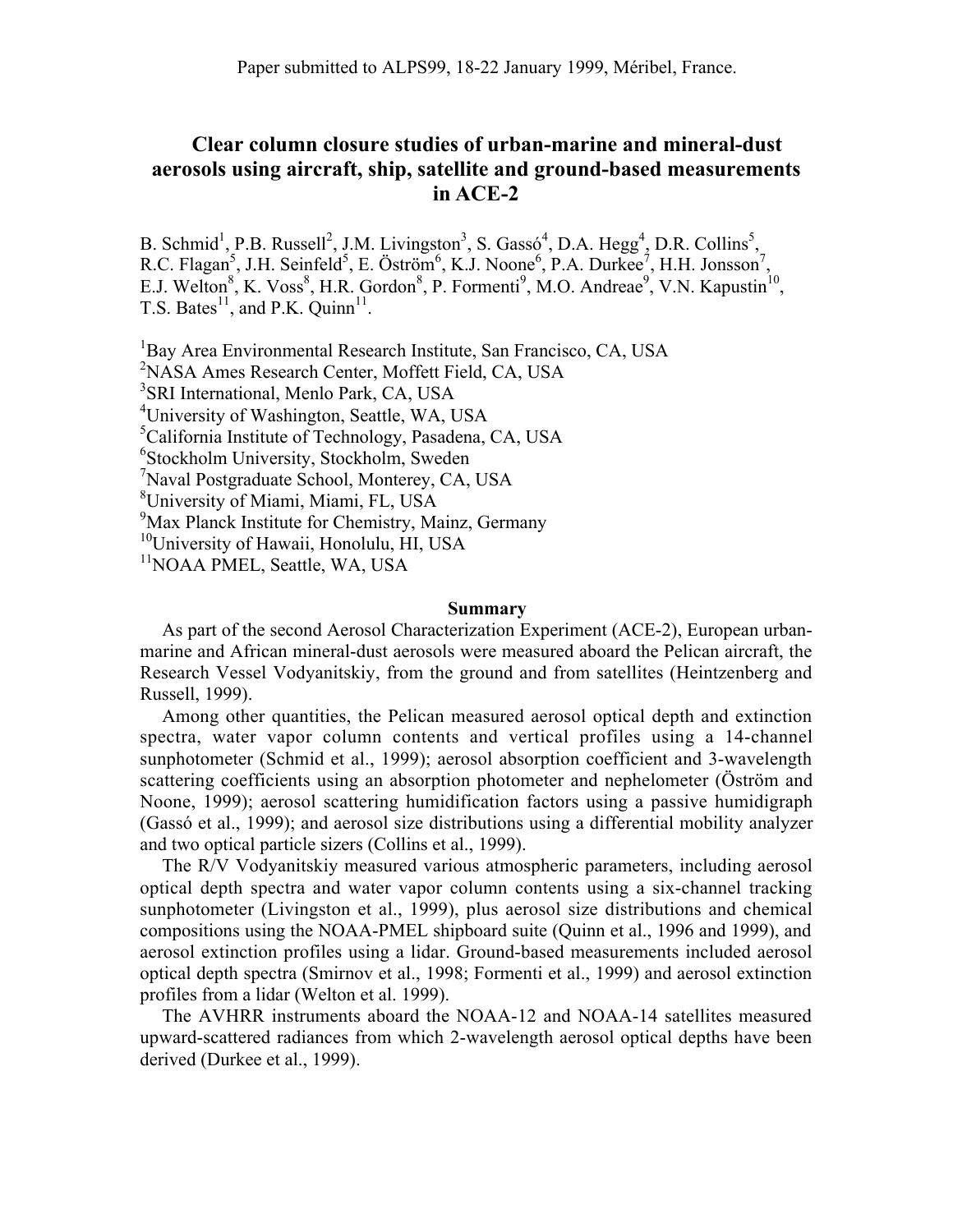Paper submitted to ALPS99, 18-22 January 1999, Méribel, France.

# Clear column closure studies of urban-marine and mineral-dust aerosols using aircraft, ship, satellite and ground-based measurements in ACE-2

B. Schmid[1], P.B. Russell[2], J.M. Livingston[3], S. Gassó[4], D.A. Hegg[4], D.R. Collins[5], R.C. Flagan[5], J.H. Seinfeld[5], E. Öström[6], K.J. Noone[6], P.A. Durkee[7], H.H. Jonsson[7], E.J. Welton[8], K. Voss[8], H.R. Gordon[8], P. Formenti[9], M.O. Andreae[9], V.N. Kapustin[10], T.S. Bates[11], and P.K. Quinn[11].

[1]Bay Area Environmental Research Institute, San Francisco, CA, USA
[2]NASA Ames Research Center, Moffett Field, CA, USA
[3]SRI International, Menlo Park, CA, USA
[4]University of Washington, Seattle, WA, USA
[5]California Institute of Technology, Pasadena, CA, USA
[6]Stockholm University, Stockholm, Sweden
[7]Naval Postgraduate School, Monterey, CA, USA
[8]University of Miami, Miami, FL, USA
[9]Max Planck Institute for Chemistry, Mainz, Germany
[10]University of Hawaii, Honolulu, HI, USA
[11]NOAA PMEL, Seattle, WA, USA

## Summary

As part of the second Aerosol Characterization Experiment (ACE-2), European urban-marine and African mineral-dust aerosols were measured aboard the Pelican aircraft, the Research Vessel Vodyanitskiy, from the ground and from satellites (Heintzenberg and Russell, 1999).

Among other quantities, the Pelican measured aerosol optical depth and extinction spectra, water vapor column contents and vertical profiles using a 14-channel sunphotometer (Schmid et al., 1999); aerosol absorption coefficient and 3-wavelength scattering coefficients using an absorption photometer and nephelometer (Öström and Noone, 1999); aerosol scattering humidification factors using a passive humidigraph (Gassó et al., 1999); and aerosol size distributions using a differential mobility analyzer and two optical particle sizers (Collins et al., 1999).

The R/V Vodyanitskiy measured various atmospheric parameters, including aerosol optical depth spectra and water vapor column contents using a six-channel tracking sunphotometer (Livingston et al., 1999), plus aerosol size distributions and chemical compositions using the NOAA-PMEL shipboard suite (Quinn et al., 1996 and 1999), and aerosol extinction profiles using a lidar. Ground-based measurements included aerosol optical depth spectra (Smirnov et al., 1998; Formenti et al., 1999) and aerosol extinction profiles from a lidar (Welton et al. 1999).

The AVHRR instruments aboard the NOAA-12 and NOAA-14 satellites measured upward-scattered radiances from which 2-wavelength aerosol optical depths have been derived (Durkee et al., 1999).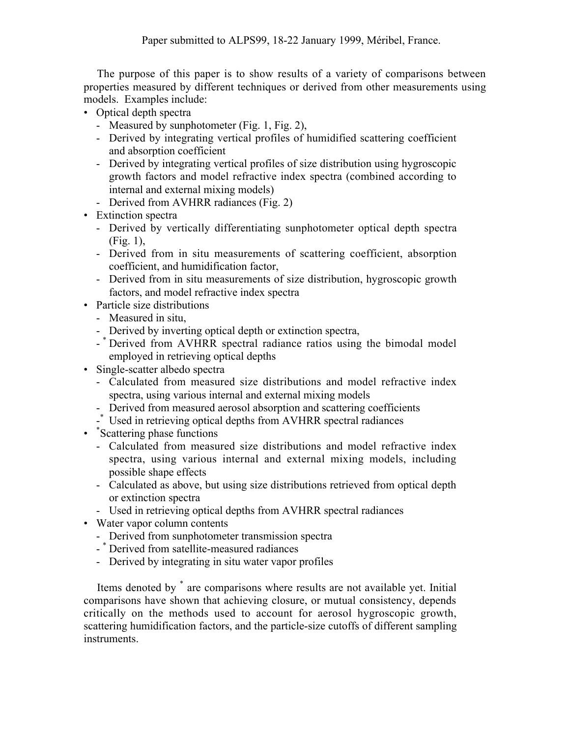The purpose of this paper is to show results of a variety of comparisons between properties measured by different techniques or derived from other measurements using models. Examples include:

- Optical depth spectra
  - Measured by sunphotometer (Fig. 1, Fig. 2),
  - Derived by integrating vertical profiles of humidified scattering coefficient and absorption coefficient
  - Derived by integrating vertical profiles of size distribution using hygroscopic growth factors and model refractive index spectra (combined according to internal and external mixing models)
  - Derived from AVHRR radiances (Fig. 2)
- Extinction spectra
  - Derived by vertically differentiating sunphotometer optical depth spectra (Fig. 1),
  - Derived from in situ measurements of scattering coefficient, absorption coefficient, and humidification factor,
  - Derived from in situ measurements of size distribution, hygroscopic growth factors, and model refractive index spectra
- Particle size distributions
  - Measured in situ,
  - Derived by inverting optical depth or extinction spectra,
  - * Derived from AVHRR spectral radiance ratios using the bimodal model employed in retrieving optical depths
- Single-scatter albedo spectra
  - Calculated from measured size distributions and model refractive index spectra, using various internal and external mixing models
  - Derived from measured aerosol absorption and scattering coefficients
  - * Used in retrieving optical depths from AVHRR spectral radiances
- *Scattering phase functions
  - Calculated from measured size distributions and model refractive index spectra, using various internal and external mixing models, including possible shape effects
  - Calculated as above, but using size distributions retrieved from optical depth or extinction spectra
  - Used in retrieving optical depths from AVHRR spectral radiances
- Water vapor column contents
  - Derived from sunphotometer transmission spectra
  - * Derived from satellite-measured radiances
  - Derived by integrating in situ water vapor profiles

Items denoted by * are comparisons where results are not available yet. Initial comparisons have shown that achieving closure, or mutual consistency, depends critically on the methods used to account for aerosol hygroscopic growth, scattering humidification factors, and the particle-size cutoffs of different sampling instruments.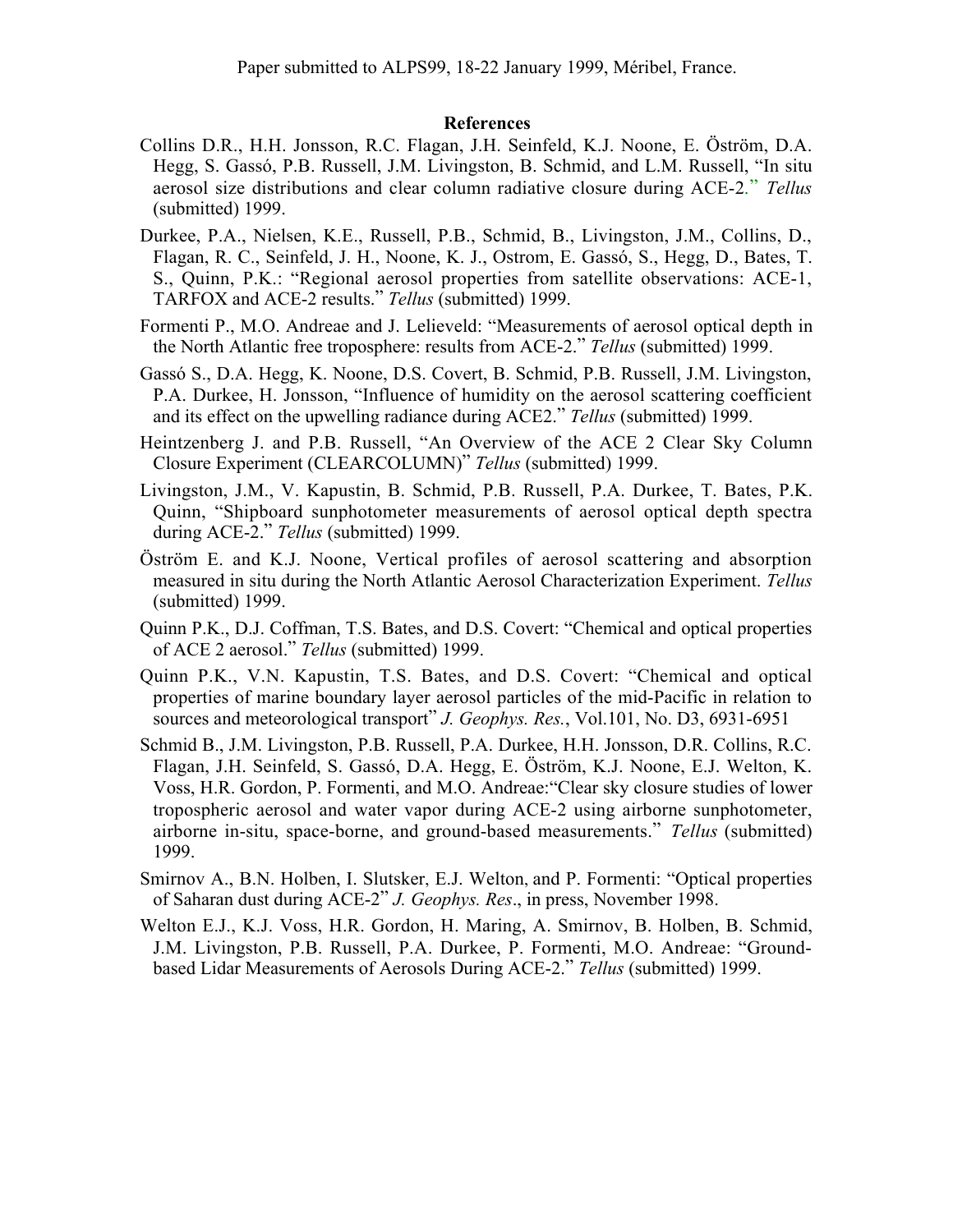## References

Collins D.R., H.H. Jonsson, R.C. Flagan, J.H. Seinfeld, K.J. Noone, E. Öström, D.A. Hegg, S. Gassó, P.B. Russell, J.M. Livingston, B. Schmid, and L.M. Russell, "In situ aerosol size distributions and clear column radiative closure during ACE-2." *Tellus* (submitted) 1999.

Durkee, P.A., Nielsen, K.E., Russell, P.B., Schmid, B., Livingston, J.M., Collins, D., Flagan, R. C., Seinfeld, J. H., Noone, K. J., Ostrom, E. Gassó, S., Hegg, D., Bates, T. S., Quinn, P.K.: "Regional aerosol properties from satellite observations: ACE-1, TARFOX and ACE-2 results." *Tellus* (submitted) 1999.

Formenti P., M.O. Andreae and J. Lelieveld: "Measurements of aerosol optical depth in the North Atlantic free troposphere: results from ACE-2." *Tellus* (submitted) 1999.

Gassó S., D.A. Hegg, K. Noone, D.S. Covert, B. Schmid, P.B. Russell, J.M. Livingston, P.A. Durkee, H. Jonsson, "Influence of humidity on the aerosol scattering coefficient and its effect on the upwelling radiance during ACE2." *Tellus* (submitted) 1999.

Heintzenberg J. and P.B. Russell, "An Overview of the ACE 2 Clear Sky Column Closure Experiment (CLEARCOLUMN)" *Tellus* (submitted) 1999.

Livingston, J.M., V. Kapustin, B. Schmid, P.B. Russell, P.A. Durkee, T. Bates, P.K. Quinn, "Shipboard sunphotometer measurements of aerosol optical depth spectra during ACE-2." *Tellus* (submitted) 1999.

Öström E. and K.J. Noone, Vertical profiles of aerosol scattering and absorption measured in situ during the North Atlantic Aerosol Characterization Experiment. *Tellus* (submitted) 1999.

Quinn P.K., D.J. Coffman, T.S. Bates, and D.S. Covert: "Chemical and optical properties of ACE 2 aerosol." *Tellus* (submitted) 1999.

Quinn P.K., V.N. Kapustin, T.S. Bates, and D.S. Covert: "Chemical and optical properties of marine boundary layer aerosol particles of the mid-Pacific in relation to sources and meteorological transport" *J. Geophys. Res.*, Vol.101, No. D3, 6931-6951

Schmid B., J.M. Livingston, P.B. Russell, P.A. Durkee, H.H. Jonsson, D.R. Collins, R.C. Flagan, J.H. Seinfeld, S. Gassó, D.A. Hegg, E. Öström, K.J. Noone, E.J. Welton, K. Voss, H.R. Gordon, P. Formenti, and M.O. Andreae:"Clear sky closure studies of lower tropospheric aerosol and water vapor during ACE-2 using airborne sunphotometer, airborne in-situ, space-borne, and ground-based measurements." *Tellus* (submitted) 1999.

Smirnov A., B.N. Holben, I. Slutsker, E.J. Welton, and P. Formenti: "Optical properties of Saharan dust during ACE-2" *J. Geophys. Res*., in press, November 1998.

Welton E.J., K.J. Voss, H.R. Gordon, H. Maring, A. Smirnov, B. Holben, B. Schmid, J.M. Livingston, P.B. Russell, P.A. Durkee, P. Formenti, M.O. Andreae: "Ground-based Lidar Measurements of Aerosols During ACE-2." *Tellus* (submitted) 1999.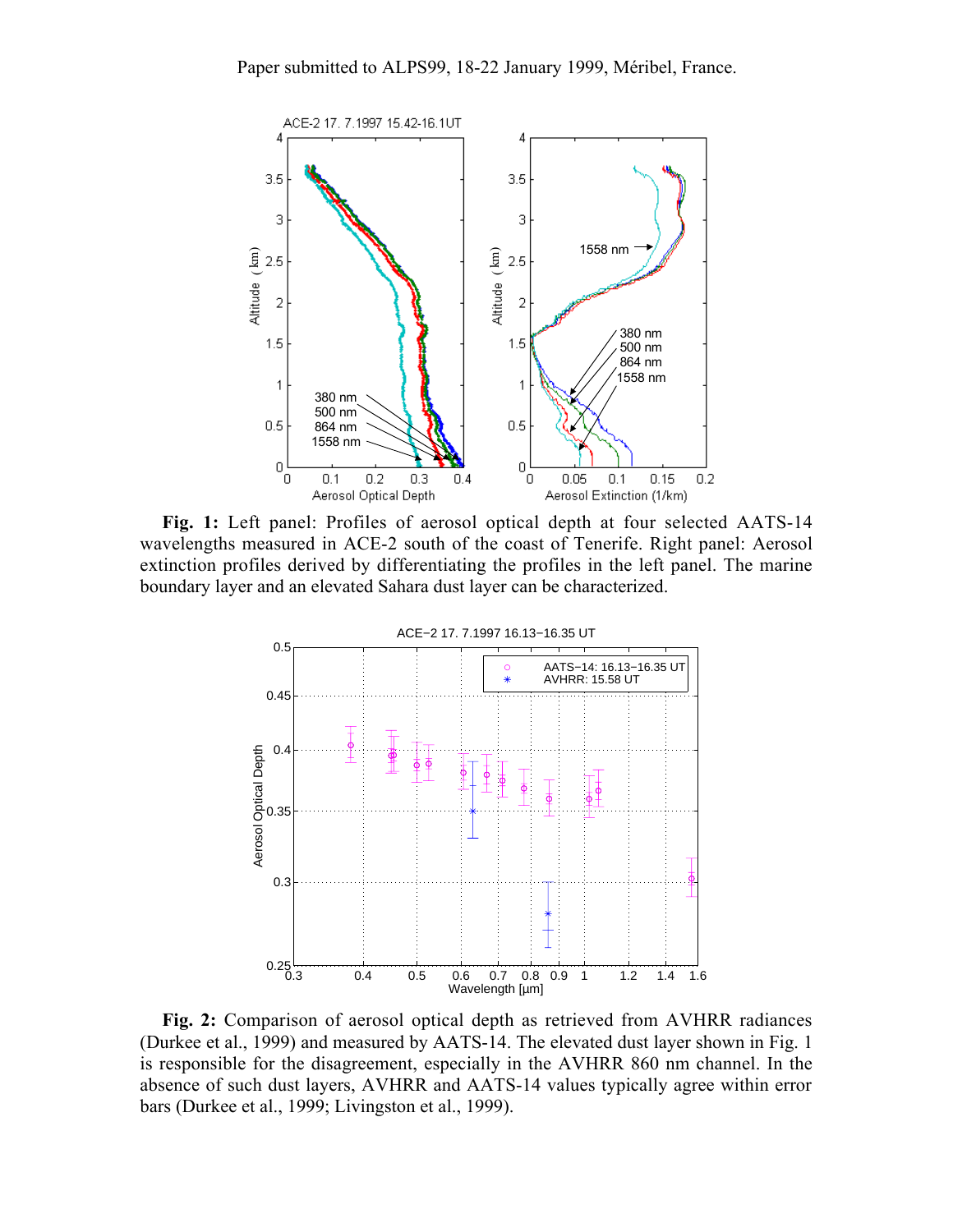ACE-2 17. 7.1997 15.42-16.1UT

Altitude (km)

Aerosol Optical Depth

380 nm
500 nm
864 nm
1558 nm

Aerosol Extinction (1/km)

1558 nm

380 nm
500 nm
864 nm
1558 nm

**Fig. 1:** Left panel: Profiles of aerosol optical depth at four selected AATS-14 wavelengths measured in ACE-2 south of the coast of Tenerife. Right panel: Aerosol extinction profiles derived by differentiating the profiles in the left panel. The marine boundary layer and an elevated Sahara dust layer can be characterized.

ACE−2 17. 7.1997 16.13−16.35 UT

AATS−14: 16.13−16.35 UT
AVHRR: 15.58 UT

Aerosol Optical Depth

Wavelength [μm]

**Fig. 2:** Comparison of aerosol optical depth as retrieved from AVHRR radiances (Durkee et al., 1999) and measured by AATS-14. The elevated dust layer shown in Fig. 1 is responsible for the disagreement, especially in the AVHRR 860 nm channel. In the absence of such dust layers, AVHRR and AATS-14 values typically agree within error bars (Durkee et al., 1999; Livingston et al., 1999).